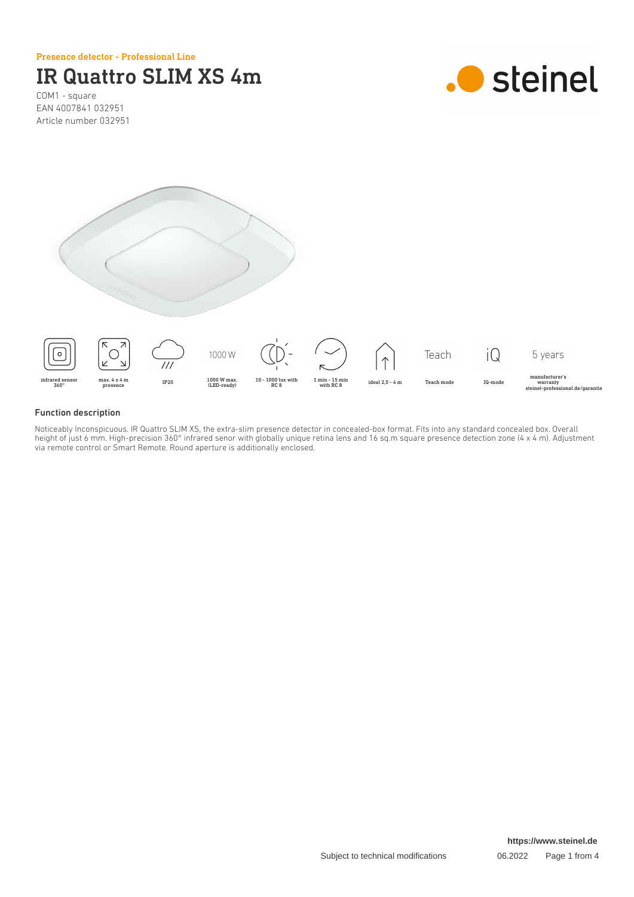Presence detector - Professional Line

# IR Quattro SLIM XS 4m

COM1 - square
EAN 4007841 032951
Article number 032951

infrared sensor 360°

max. 4 x 4 m presence

IP20

1000 W
1000 W max. (LED-ready)

10 - 1000 lux with RC 8

1 min - 15 min with RC 8

ideal 2,5 - 4 m

Teach
Teach mode

iQ
IQ-mode

5 years
manufacturer's warranty steinel-professional.de/garantie

## Function description

Noticeably Inconspicuous. IR Quattro SLIM XS, the extra-slim presence detector in concealed-box format. Fits into any standard concealed box. Overall height of just 6 mm. High-precision 360° infrared senor with globally unique retina lens and 16 sq.m square presence detection zone (4 x 4 m). Adjustment via remote control or Smart Remote. Round aperture is additionally enclosed.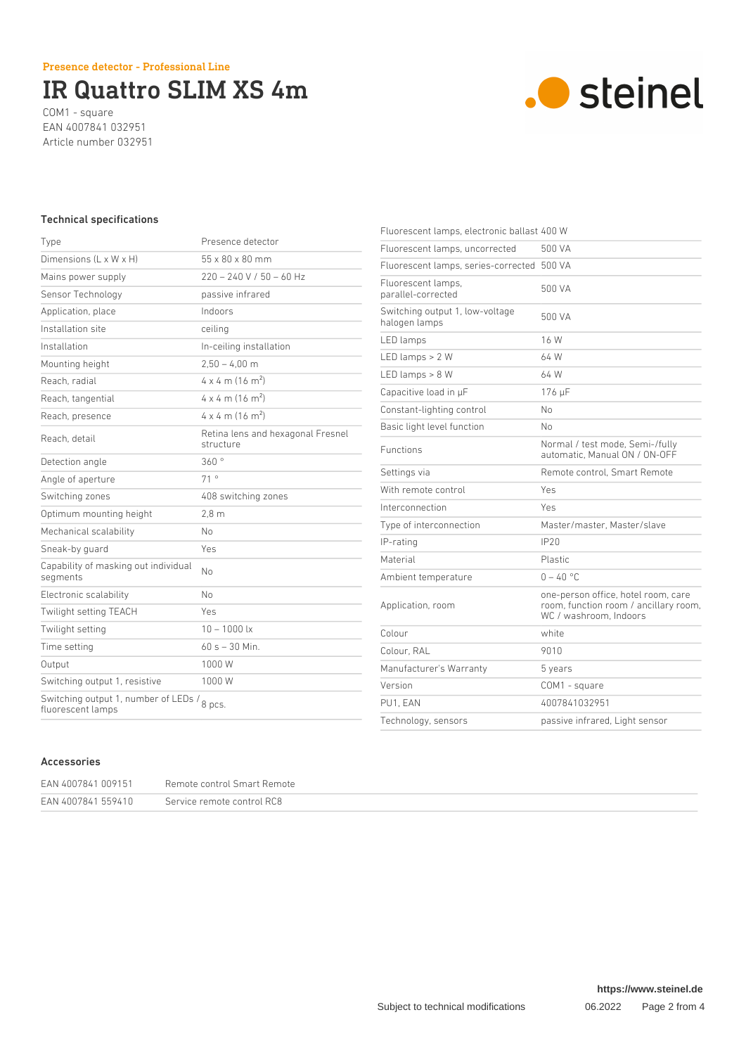Presence detector - Professional Line

# IR Quattro SLIM XS 4m

COM1 - square
EAN 4007841 032951
Article number 032951

## Technical specifications

| | |
|---|---|
| Type | Presence detector |
| Dimensions (L x W x H) | 55 x 80 x 80 mm |
| Mains power supply | 220 – 240 V / 50 – 60 Hz |
| Sensor Technology | passive infrared |
| Application, place | Indoors |
| Installation site | ceiling |
| Installation | In-ceiling installation |
| Mounting height | 2,50 – 4,00 m |
| Reach, radial | 4 x 4 m (16 m²) |
| Reach, tangential | 4 x 4 m (16 m²) |
| Reach, presence | 4 x 4 m (16 m²) |
| Reach, detail | Retina lens and hexagonal Fresnel structure |
| Detection angle | 360 ° |
| Angle of aperture | 71 ° |
| Switching zones | 408 switching zones |
| Optimum mounting height | 2,8 m |
| Mechanical scalability | No |
| Sneak-by guard | Yes |
| Capability of masking out individual segments | No |
| Electronic scalability | No |
| Twilight setting TEACH | Yes |
| Twilight setting | 10 – 1000 lx |
| Time setting | 60 s – 30 Min. |
| Output | 1000 W |
| Switching output 1, resistive | 1000 W |
| Switching output 1, number of LEDs / fluorescent lamps | 8 pcs. |
| Fluorescent lamps, electronic ballast | 400 W |
| Fluorescent lamps, uncorrected | 500 VA |
| Fluorescent lamps, series-corrected | 500 VA |
| Fluorescent lamps, parallel-corrected | 500 VA |
| Switching output 1, low-voltage halogen lamps | 500 VA |
| LED lamps | 16 W |
| LED lamps > 2 W | 64 W |
| LED lamps > 8 W | 64 W |
| Capacitive load in µF | 176 µF |
| Constant-lighting control | No |
| Basic light level function | No |
| Functions | Normal / test mode, Semi-/fully automatic, Manual ON / ON-OFF |
| Settings via | Remote control, Smart Remote |
| With remote control | Yes |
| Interconnection | Yes |
| Type of interconnection | Master/master, Master/slave |
| IP-rating | IP20 |
| Material | Plastic |
| Ambient temperature | 0 – 40 °C |
| Application, room | one-person office, hotel room, care room, function room / ancillary room, WC / washroom, Indoors |
| Colour | white |
| Colour, RAL | 9010 |
| Manufacturer's Warranty | 5 years |
| Version | COM1 - square |
| PU1, EAN | 4007841032951 |
| Technology, sensors | passive infrared, Light sensor |

## Accessories

| | |
|---|---|
| EAN 4007841 009151 | Remote control Smart Remote |
| EAN 4007841 559410 | Service remote control RC8 |

https://www.steinel.de

Subject to technical modifications 06.2022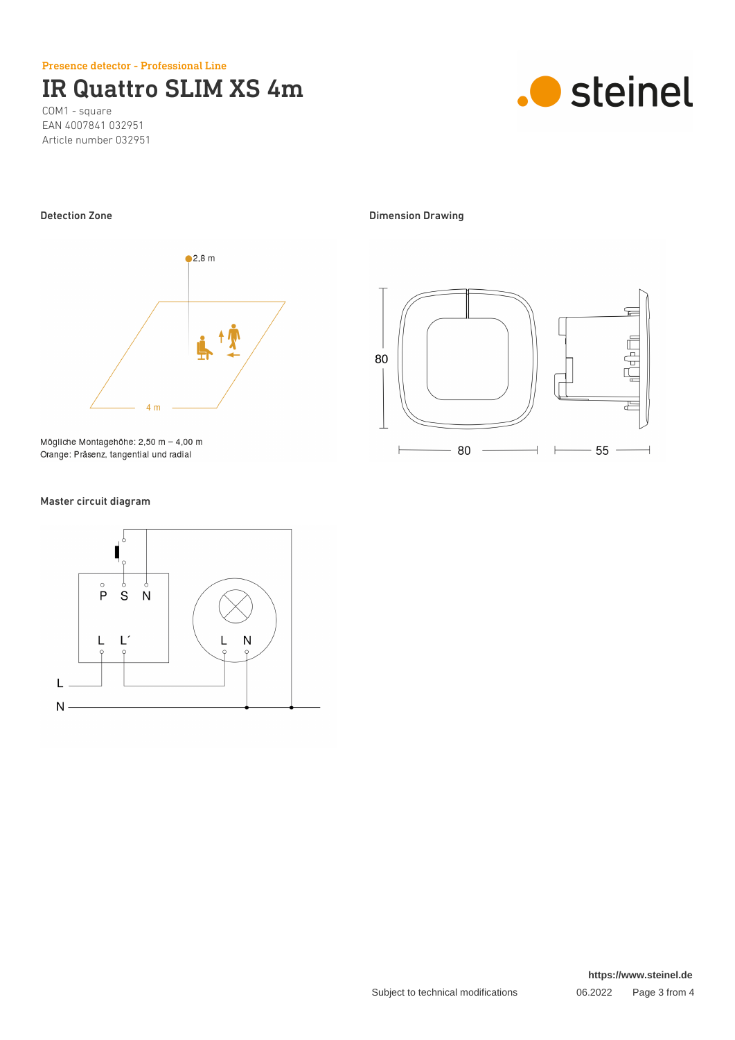Presence detector - Professional Line

# IR Quattro SLIM XS 4m

COM1 - square
EAN 4007841 032951
Article number 032951

## Detection Zone

2,8 m

4 m

Mögliche Montagehöhe: 2,50 m – 4,00 m
Orange: Präsenz, tangential und radial

## Dimension Drawing

80

80

55

## Master circuit diagram

P S N

L L´

L N

L

N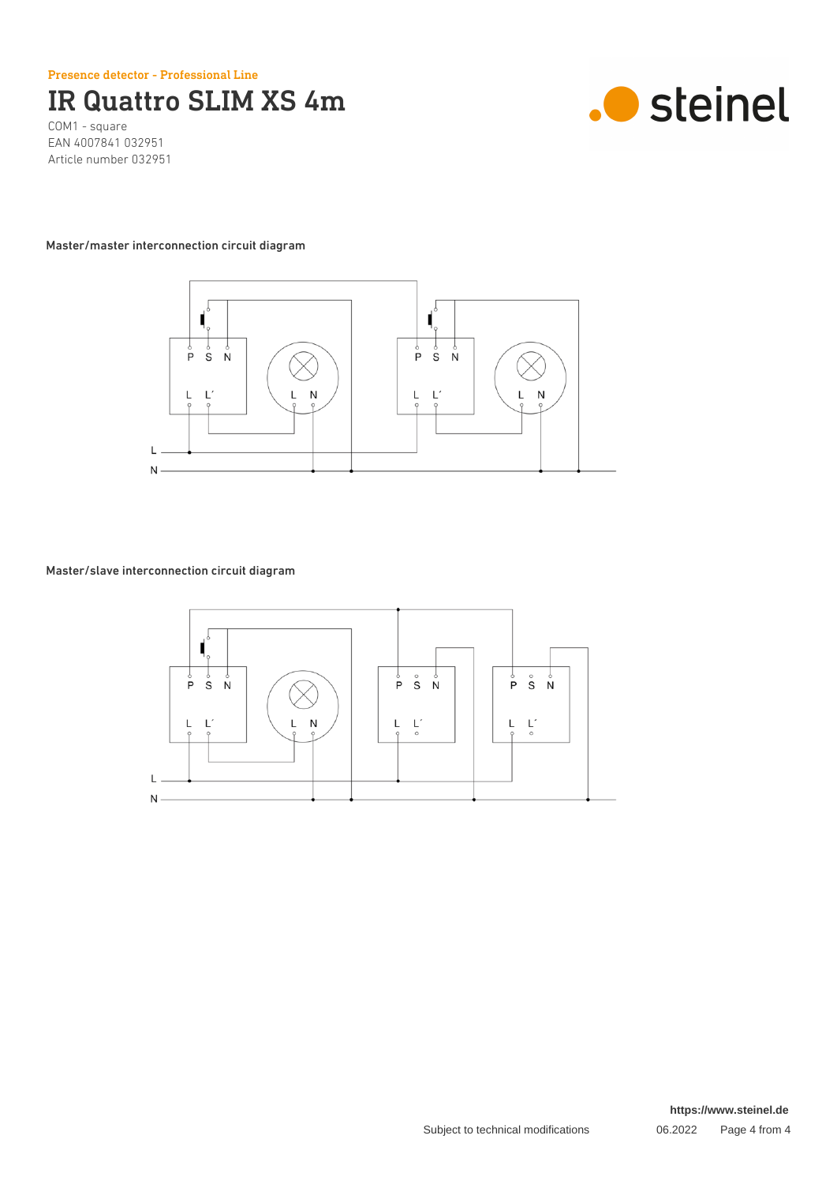Presence detector - Professional Line

# IR Quattro SLIM XS 4m

COM1 - square
EAN 4007841 032951
Article number 032951

Master/master interconnection circuit diagram

P S N
L L´
L N
P S N
L L´
L N
L
N

Master/slave interconnection circuit diagram

P S N
L L´
L N
P S N
L L´
P S N
L L´
L
N

Subject to technical modifications